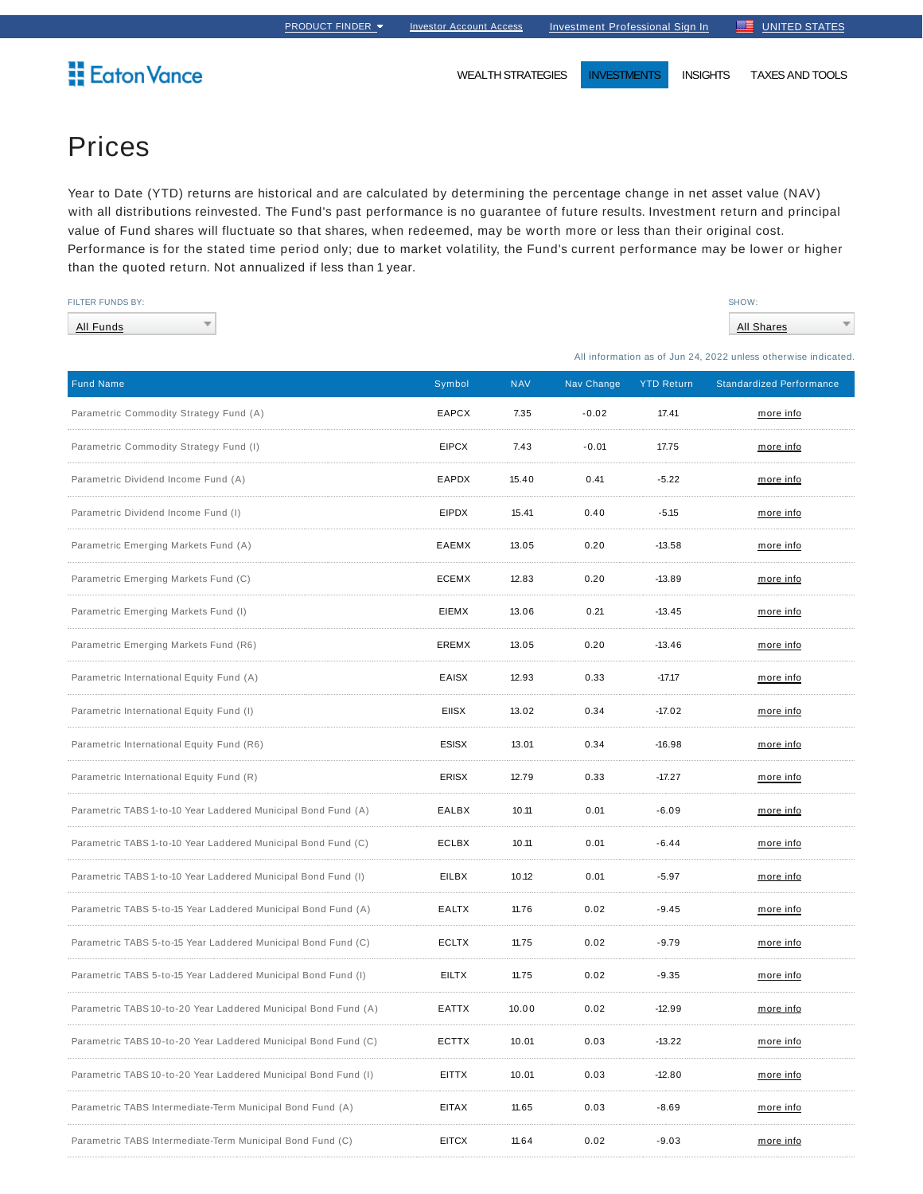PRODUCT FINDER | Investor Account Access | Investment Professional Sign In | UNITED STATES

Eaton Vance

WEALTH STRATEGIES | INVESTMENTS | INSIGHTS | TAXES AND TOOLS

# Prices

Year to Date (YTD) returns are historical and are calculated by determining the percentage change in net asset value (NAV) with all distributions reinvested. The Fund's past performance is no guarantee of future results. Investment return and principal value of Fund shares will fluctuate so that shares, when redeemed, may be worth more or less than their original cost. Performance is for the stated time period only; due to market volatility, the Fund's current performance may be lower or higher than the quoted return. Not annualized if less than 1 year.

FILTER FUNDS BY: All Funds

SHOW: All Shares

All information as of Jun 24, 2022 unless otherwise indicated.

| Fund Name | Symbol | NAV | Nav Change | YTD Return | Standardized Performance |
|---|---|---|---|---|---|
| Parametric Commodity Strategy Fund (A) | EAPCX | 7.35 | -0.02 | 17.41 | more info |
| Parametric Commodity Strategy Fund (I) | EIPCX | 7.43 | -0.01 | 17.75 | more info |
| Parametric Dividend Income Fund (A) | EAPDX | 15.40 | 0.41 | -5.22 | more info |
| Parametric Dividend Income Fund (I) | EIPDX | 15.41 | 0.40 | -5.15 | more info |
| Parametric Emerging Markets Fund (A) | EAEMX | 13.05 | 0.20 | -13.58 | more info |
| Parametric Emerging Markets Fund (C) | ECEMX | 12.83 | 0.20 | -13.89 | more info |
| Parametric Emerging Markets Fund (I) | EIEMX | 13.06 | 0.21 | -13.45 | more info |
| Parametric Emerging Markets Fund (R6) | EREMX | 13.05 | 0.20 | -13.46 | more info |
| Parametric International Equity Fund (A) | EAISX | 12.93 | 0.33 | -17.17 | more info |
| Parametric International Equity Fund (I) | EIISX | 13.02 | 0.34 | -17.02 | more info |
| Parametric International Equity Fund (R6) | ESISX | 13.01 | 0.34 | -16.98 | more info |
| Parametric International Equity Fund (R) | ERISX | 12.79 | 0.33 | -17.27 | more info |
| Parametric TABS 1-to-10 Year Laddered Municipal Bond Fund (A) | EALBX | 10.11 | 0.01 | -6.09 | more info |
| Parametric TABS 1-to-10 Year Laddered Municipal Bond Fund (C) | ECLBX | 10.11 | 0.01 | -6.44 | more info |
| Parametric TABS 1-to-10 Year Laddered Municipal Bond Fund (I) | EILBX | 10.12 | 0.01 | -5.97 | more info |
| Parametric TABS 5-to-15 Year Laddered Municipal Bond Fund (A) | EALTX | 11.76 | 0.02 | -9.45 | more info |
| Parametric TABS 5-to-15 Year Laddered Municipal Bond Fund (C) | ECLTX | 11.75 | 0.02 | -9.79 | more info |
| Parametric TABS 5-to-15 Year Laddered Municipal Bond Fund (I) | EILTX | 11.75 | 0.02 | -9.35 | more info |
| Parametric TABS 10-to-20 Year Laddered Municipal Bond Fund (A) | EATTX | 10.00 | 0.02 | -12.99 | more info |
| Parametric TABS 10-to-20 Year Laddered Municipal Bond Fund (C) | ECTTX | 10.01 | 0.03 | -13.22 | more info |
| Parametric TABS 10-to-20 Year Laddered Municipal Bond Fund (I) | EITTX | 10.01 | 0.03 | -12.80 | more info |
| Parametric TABS Intermediate-Term Municipal Bond Fund (A) | EITAX | 11.65 | 0.03 | -8.69 | more info |
| Parametric TABS Intermediate-Term Municipal Bond Fund (C) | EITCX | 11.64 | 0.02 | -9.03 | more info |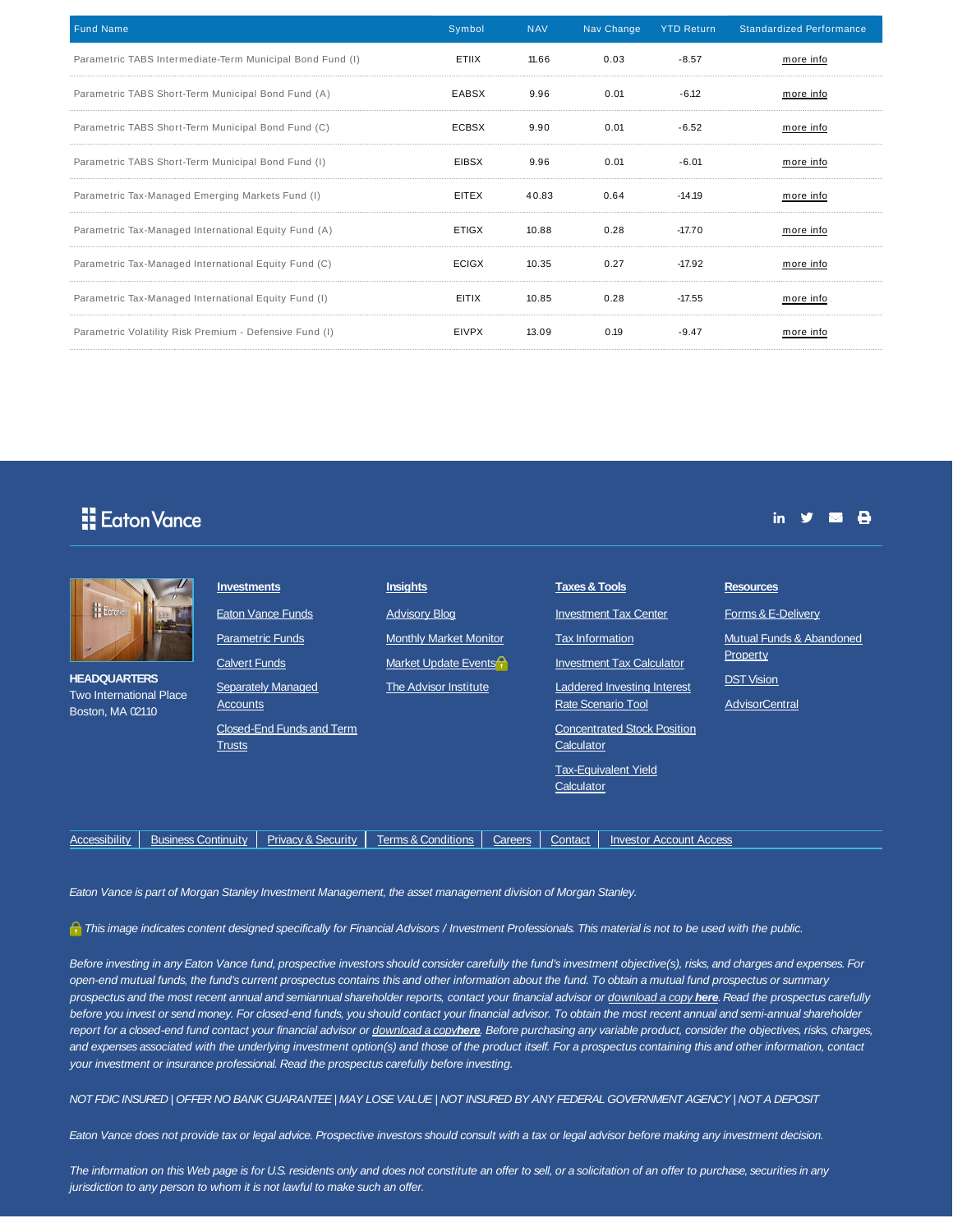| Fund Name | Symbol | NAV | Nav Change | YTD Return | Standardized Performance |
|---|---|---|---|---|---|
| Parametric TABS Intermediate-Term Municipal Bond Fund (I) | ETIIX | 11.66 | 0.03 | -8.57 | more info |
| Parametric TABS Short-Term Municipal Bond Fund (A) | EABSX | 9.96 | 0.01 | -6.12 | more info |
| Parametric TABS Short-Term Municipal Bond Fund (C) | ECBSX | 9.90 | 0.01 | -6.52 | more info |
| Parametric TABS Short-Term Municipal Bond Fund (I) | EIBSX | 9.96 | 0.01 | -6.01 | more info |
| Parametric Tax-Managed Emerging Markets Fund (I) | EITEX | 40.83 | 0.64 | -14.19 | more info |
| Parametric Tax-Managed International Equity Fund (A) | ETIGX | 10.88 | 0.28 | -17.70 | more info |
| Parametric Tax-Managed International Equity Fund (C) | ECIGX | 10.35 | 0.27 | -17.92 | more info |
| Parametric Tax-Managed International Equity Fund (I) | EITIX | 10.85 | 0.28 | -17.55 | more info |
| Parametric Volatility Risk Premium - Defensive Fund (I) | EIVPX | 13.09 | 0.19 | -9.47 | more info |

Eaton Vance

**HEADQUARTERS**
Two International Place
Boston, MA 02110

**Investments**
- Eaton Vance Funds
- Parametric Funds
- Calvert Funds
- Separately Managed Accounts
- Closed-End Funds and Term Trusts

**Insights**
- Advisory Blog
- Monthly Market Monitor
- Market Update Events
- The Advisor Institute

**Taxes & Tools**
- Investment Tax Center
- Tax Information
- Investment Tax Calculator
- Laddered Investing Interest Rate Scenario Tool
- Concentrated Stock Position Calculator
- Tax-Equivalent Yield Calculator

**Resources**
- Forms & E-Delivery
- Mutual Funds & Abandoned Property
- DST Vision
- AdvisorCentral

Accessibility | Business Continuity | Privacy & Security | Terms & Conditions | Careers | Contact | Investor Account Access

*Eaton Vance is part of Morgan Stanley Investment Management, the asset management division of Morgan Stanley.*

*This image indicates content designed specifically for Financial Advisors / Investment Professionals. This material is not to be used with the public.*

*Before investing in any Eaton Vance fund, prospective investors should consider carefully the fund's investment objective(s), risks, and charges and expenses. For open-end mutual funds, the fund's current prospectus contains this and other information about the fund. To obtain a mutual fund prospectus or summary prospectus and the most recent annual and semiannual shareholder reports, contact your financial advisor or download a copy **here**. Read the prospectus carefully before you invest or send money. For closed-end funds, you should contact your financial advisor. To obtain the most recent annual and semi-annual shareholder report for a closed-end fund contact your financial advisor or download a copy **here**. Before purchasing any variable product, consider the objectives, risks, charges, and expenses associated with the underlying investment option(s) and those of the product itself. For a prospectus containing this and other information, contact your investment or insurance professional. Read the prospectus carefully before investing.*

*NOT FDIC INSURED | OFFER NO BANK GUARANTEE | MAY LOSE VALUE | NOT INSURED BY ANY FEDERAL GOVERNMENT AGENCY | NOT A DEPOSIT*

*Eaton Vance does not provide tax or legal advice. Prospective investors should consult with a tax or legal advisor before making any investment decision.*

*The information on this Web page is for U.S. residents only and does not constitute an offer to sell, or a solicitation of an offer to purchase, securities in any jurisdiction to any person to whom it is not lawful to make such an offer.*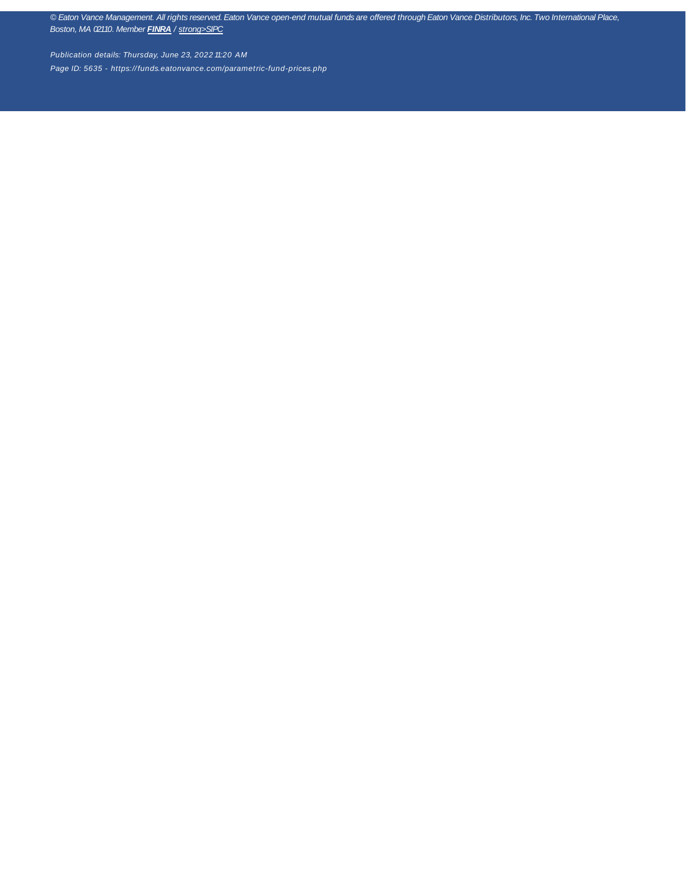*© Eaton Vance Management. All rights reserved. Eaton Vance open-end mutual funds are offered through Eaton Vance Distributors, Inc. Two International Place, Boston, MA 02110. Member **FINRA** / strong>SIPC*

*Publication details: Thursday, June 23, 2022 11:20 AM*

*Page ID: 5635 - https://funds.eatonvance.com/parametric-fund-prices.php*